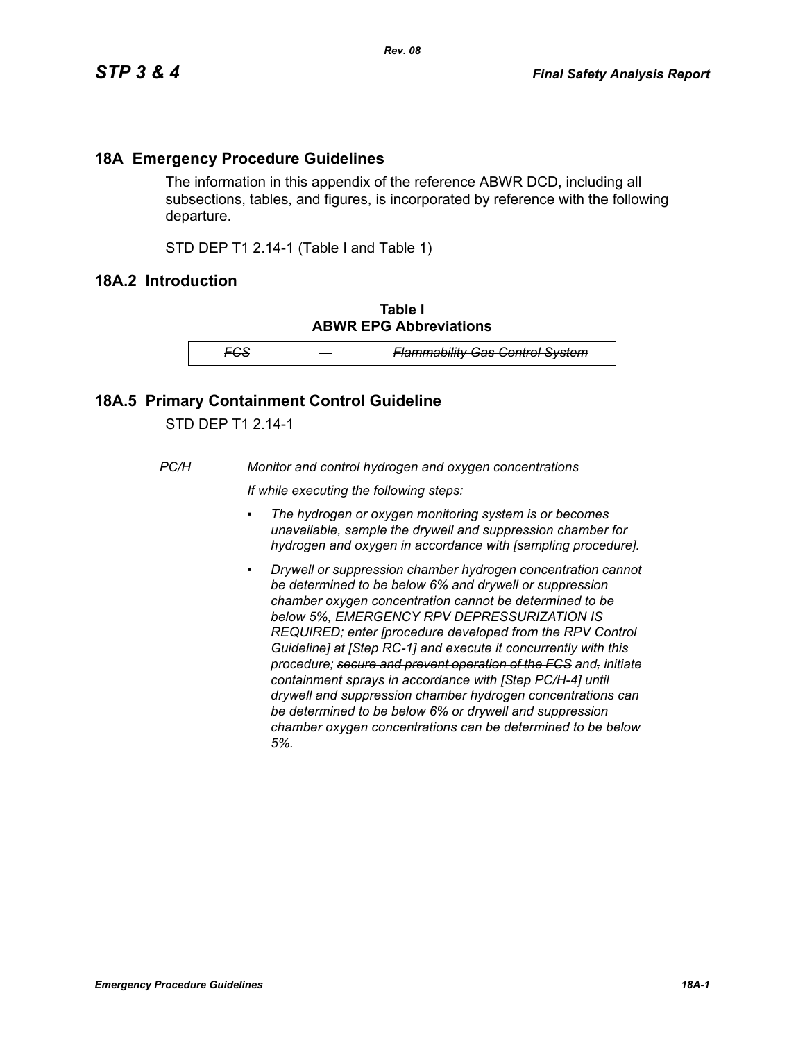## 18A Emergency Procedure Guidelines

The information in this appendix of the reference ABWR DCD, including all subsections, tables, and figures, is incorporated by reference with the following departure.

STD DEP T1 2.14-1 (Table I and Table 1)

## 18A.2 Introduction

**Table I**
**ABWR EPG Abbreviations**

| | | |
|---|---|---|
| *~~FCS~~* | *~~—~~* | *~~Flammability Gas Control System~~* |

## 18A.5 Primary Containment Control Guideline

STD DEP T1 2.14-1

*PC/H* *Monitor and control hydrogen and oxygen concentrations*

*If while executing the following steps:*

- *The hydrogen or oxygen monitoring system is or becomes unavailable, sample the drywell and suppression chamber for hydrogen and oxygen in accordance with [sampling procedure].*
- *Drywell or suppression chamber hydrogen concentration cannot be determined to be below 6% and drywell or suppression chamber oxygen concentration cannot be determined to be below 5%, EMERGENCY RPV DEPRESSURIZATION IS REQUIRED; enter [procedure developed from the RPV Control Guideline] at [Step RC-1] and execute it concurrently with this procedure; ~~secure and prevent operation of the FCS~~ and~~,~~ initiate containment sprays in accordance with [Step PC/H-4] until drywell and suppression chamber hydrogen concentrations can be determined to be below 6% or drywell and suppression chamber oxygen concentrations can be determined to be below 5%.*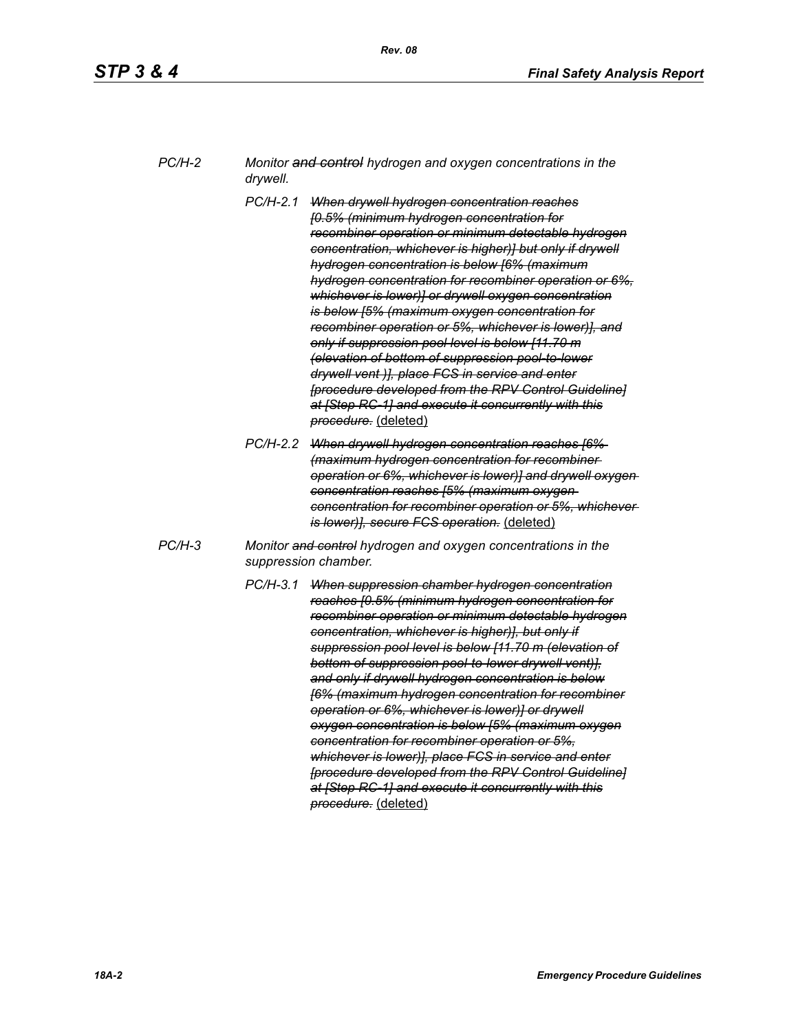*PC/H-2 Monitor ~~and control~~ hydrogen and oxygen concentrations in the drywell.*

*PC/H-2.1 ~~When drywell hydrogen concentration reaches [0.5% (minimum hydrogen concentration for recombiner operation or minimum detectable hydrogen concentration, whichever is higher)] but only if drywell hydrogen concentration is below [6% (maximum hydrogen concentration for recombiner operation or 6%, whichever is lower)] or drywell oxygen concentration is below [5% (maximum oxygen concentration for recombiner operation or 5%, whichever is lower)], and only if suppression pool level is below [11.70 m (elevation of bottom of suppression pool-to-lower drywell vent )], place FCS in service and enter [procedure developed from the RPV Control Guideline] at [Step RC-1] and execute it concurrently with this procedure.~~* <u>(deleted)</u>

*PC/H-2.2 ~~When drywell hydrogen concentration reaches [6% (maximum hydrogen concentration for recombiner operation or 6%, whichever is lower)] and drywell oxygen concentration reaches [5% (maximum oxygen concentration for recombiner operation or 5%, whichever is lower)], secure FCS operation.~~* <u>(deleted)</u>

*PC/H-3 Monitor ~~and control~~ hydrogen and oxygen concentrations in the suppression chamber.*

*PC/H-3.1 ~~When suppression chamber hydrogen concentration reaches [0.5% (minimum hydrogen concentration for recombiner operation or minimum detectable hydrogen concentration, whichever is higher)], but only if suppression pool level is below [11.70 m (elevation of bottom of suppression pool-to-lower drywell vent)], and only if drywell hydrogen concentration is below [6% (maximum hydrogen concentration for recombiner operation or 6%, whichever is lower)] or drywell oxygen concentration is below [5% (maximum oxygen concentration for recombiner operation or 5%, whichever is lower)], place FCS in service and enter [procedure developed from the RPV Control Guideline] at [Step RC-1] and execute it concurrently with this procedure.~~* <u>(deleted)</u>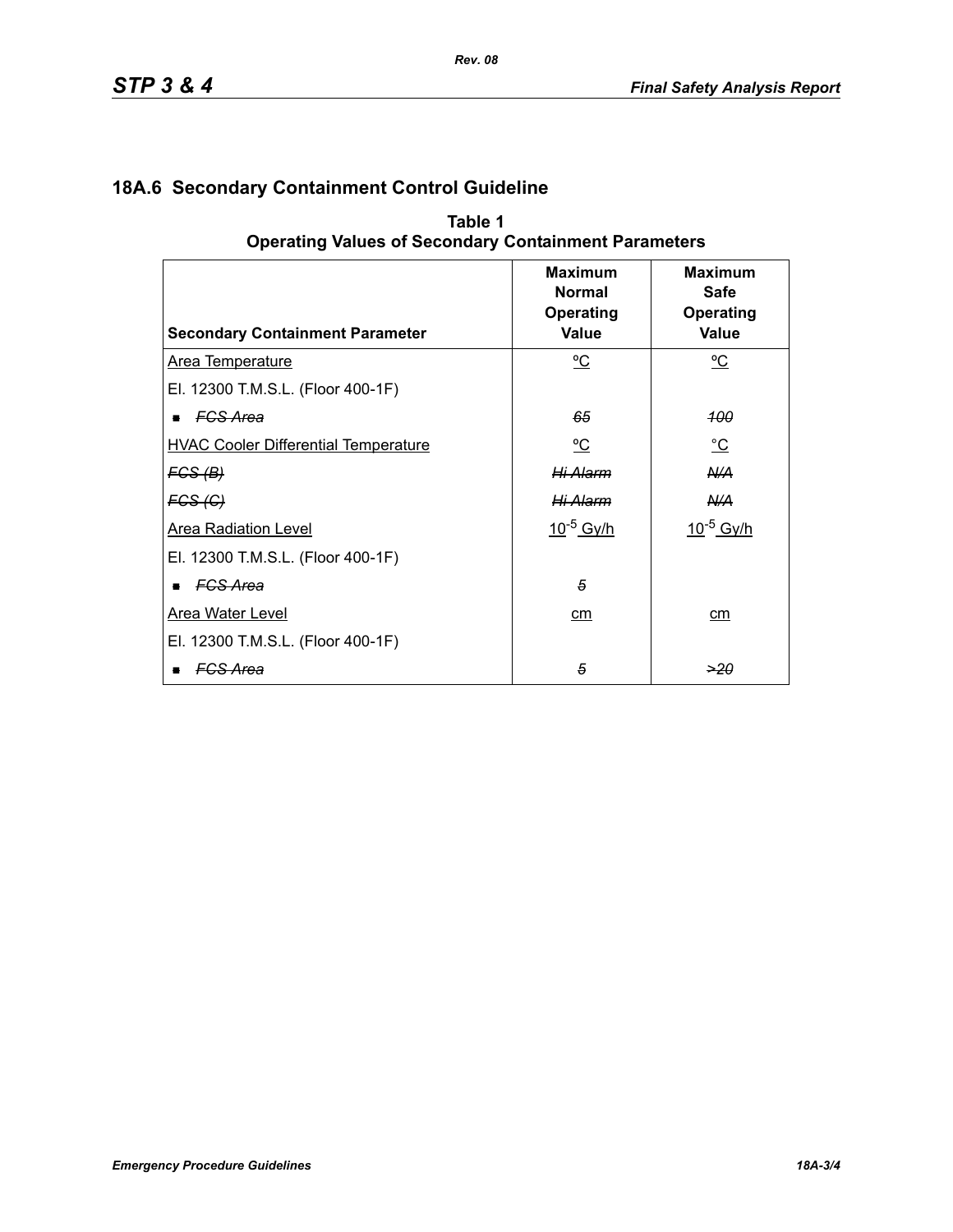## 18A.6 Secondary Containment Control Guideline

**Table 1**
**Operating Values of Secondary Containment Parameters**

| Secondary Containment Parameter | Maximum Normal Operating Value | Maximum Safe Operating Value |
|---|---|---|
| Area Temperature | ºC | ºC |
| El. 12300 T.M.S.L. (Floor 400-1F) | | |
| ▪ ~~*FCS Area*~~ | ~~*65*~~ | ~~*100*~~ |
| HVAC Cooler Differential Temperature | ºC | °C |
| ~~*FCS (B)*~~ | ~~*Hi Alarm*~~ | ~~*N/A*~~ |
| ~~*FCS (C)*~~ | ~~*Hi Alarm*~~ | ~~*N/A*~~ |
| Area Radiation Level | $10^{-5}$ Gy/h | $10^{-5}$ Gy/h |
| El. 12300 T.M.S.L. (Floor 400-1F) | | |
| ▪ ~~*FCS Area*~~ | ~~*5*~~ | |
| Area Water Level | cm | cm |
| El. 12300 T.M.S.L. (Floor 400-1F) | | |
| ▪ ~~*FCS Area*~~ | ~~*5*~~ | ~~*>20*~~ |